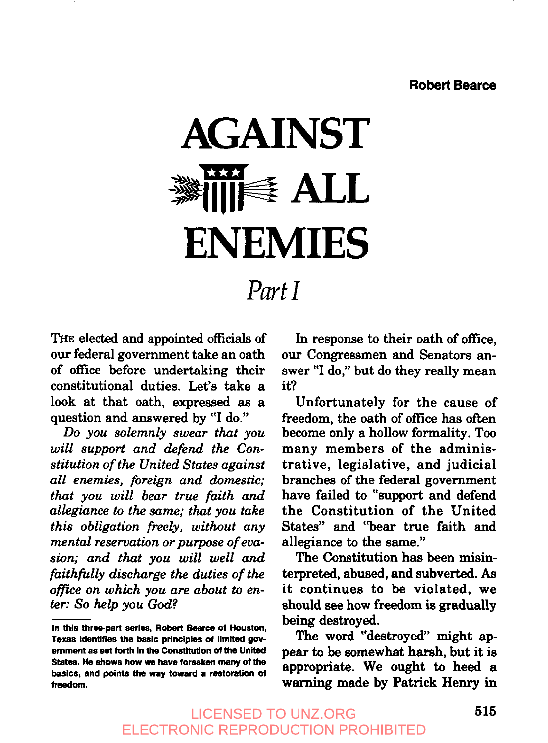Robert Bearce

# AGAINST ALL ENEMIES

## *Part I*

THE elected and appointed officials of our federal government take an oath of office before undertaking their constitutional duties. Let's take a look at that oath, expressed as a question and answered by "I do."

*Do you solemnly swear that you will support and defend the Constitution of the United States against all enemies, foreign and domestic; that you will bear true faith and allegiance to the same; that you take this obligation freely, without any mental reservation or purpose of evasion; and that you will well and faithfully discharge the duties of the office on which you are about to enter: So help you God?*

In response to their oath of office, our Congressmen and Senators answer "I do," but do they really mean it?

Unfortunately for the cause of freedom, the oath of office has often become only a hollow formality. Too many members of the administrative, legislative, and judicial branches of the federal government have failed to "support and defend the Constitution of the United States" and "bear true faith and allegiance to the same."

The Constitution has been misinterpreted, abused, and subverted. As it continues to be violated, we should see how freedom is gradually being destroyed.

The word "destroyed" might appear to be somewhat harsh, but it is appropriate. We ought to heed a warning made by Patrick Henry in

---

**In this three-part series, Robert Bearce of Houston, Texas identifies the basic principles of limited government as set forth in the Constitution of the United States. He shows how we have forsaken many of the basics, and points the way toward a restoration of freedom.**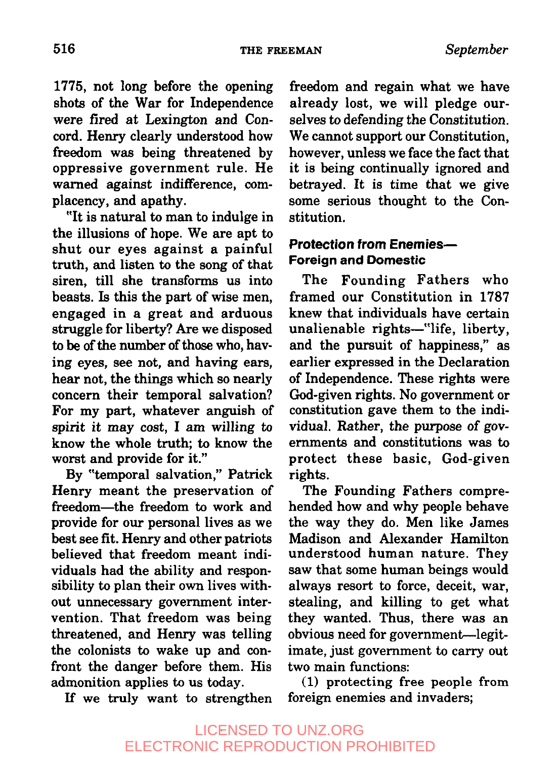1775, not long before the opening shots of the War for Independence were fired at Lexington and Concord. Henry clearly understood how freedom was being threatened by oppressive government rule. He warned against indifference, complacency, and apathy.

"It is natural to man to indulge in the illusions of hope. We are apt to shut our eyes against a painful truth, and listen to the song of that siren, till she transforms us into beasts. Is this the part of wise men, engaged in a great and arduous struggle for liberty? Are we disposed to be of the number of those who, having eyes, see not, and having ears, hear not, the things which so nearly concern their temporal salvation? For my part, whatever anguish of spirit it may cost, I am willing to know the whole truth; to know the worst and provide for it."

By "temporal salvation," Patrick Henry meant the preservation of freedom—the freedom to work and provide for our personal lives as we best see fit. Henry and other patriots believed that freedom meant individuals had the ability and responsibility to plan their own lives without unnecessary government intervention. That freedom was being threatened, and Henry was telling the colonists to wake up and confront the danger before them. His admonition applies to us today.

If we truly want to strengthen freedom and regain what we have already lost, we will pledge ourselves to defending the Constitution. We cannot support our Constitution, however, unless we face the fact that it is being continually ignored and betrayed. It is time that we give some serious thought to the Constitution.

### Protection from Enemies—Foreign and Domestic

The Founding Fathers who framed our Constitution in 1787 knew that individuals have certain unalienable rights—"life, liberty, and the pursuit of happiness," as earlier expressed in the Declaration of Independence. These rights were God-given rights. No government or constitution gave them to the individual. Rather, the purpose of governments and constitutions was to protect these basic, God-given rights.

The Founding Fathers comprehended how and why people behave the way they do. Men like James Madison and Alexander Hamilton understood human nature. They saw that some human beings would always resort to force, deceit, war, stealing, and killing to get what they wanted. Thus, there was an obvious need for government—legitimate, just government to carry out two main functions:

(1) protecting free people from foreign enemies and invaders;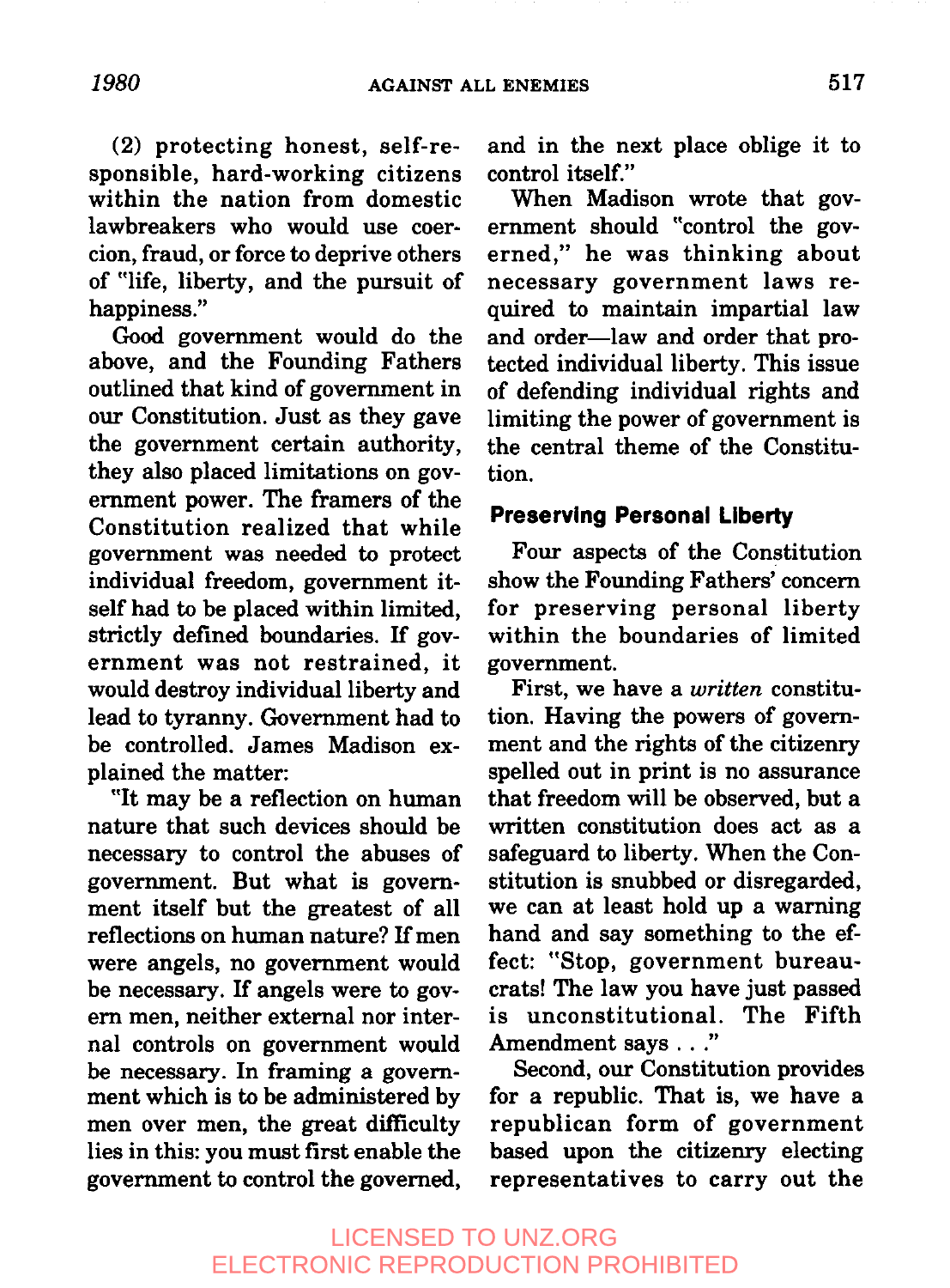(2) protecting honest, self-responsible, hard-working citizens within the nation from domestic lawbreakers who would use coercion, fraud, or force to deprive others of "life, liberty, and the pursuit of happiness."

Good government would do the above, and the Founding Fathers outlined that kind of government in our Constitution. Just as they gave the government certain authority, they also placed limitations on government power. The framers of the Constitution realized that while government was needed to protect individual freedom, government itself had to be placed within limited, strictly defined boundaries. If government was not restrained, it would destroy individual liberty and lead to tyranny. Government had to be controlled. James Madison explained the matter:

"It may be a reflection on human nature that such devices should be necessary to control the abuses of government. But what is government itself but the greatest of all reflections on human nature? If men were angels, no government would be necessary. If angels were to govern men, neither external nor internal controls on government would be necessary. In framing a government which is to be administered by men over men, the great difficulty lies in this: you must first enable the government to control the governed, and in the next place oblige it to control itself."

When Madison wrote that government should "control the governed," he was thinking about necessary government laws required to maintain impartial law and order—law and order that protected individual liberty. This issue of defending individual rights and limiting the power of government is the central theme of the Constitution.

### Preserving Personal Liberty

Four aspects of the Constitution show the Founding Fathers' concern for preserving personal liberty within the boundaries of limited government.

First, we have a *written* constitution. Having the powers of government and the rights of the citizenry spelled out in print is no assurance that freedom will be observed, but a written constitution does act as a safeguard to liberty. When the Constitution is snubbed or disregarded, we can at least hold up a warning hand and say something to the effect: "Stop, government bureaucrats! The law you have just passed is unconstitutional. The Fifth Amendment says . . ."

Second, our Constitution provides for a republic. That is, we have a republican form of government based upon the citizenry electing representatives to carry out the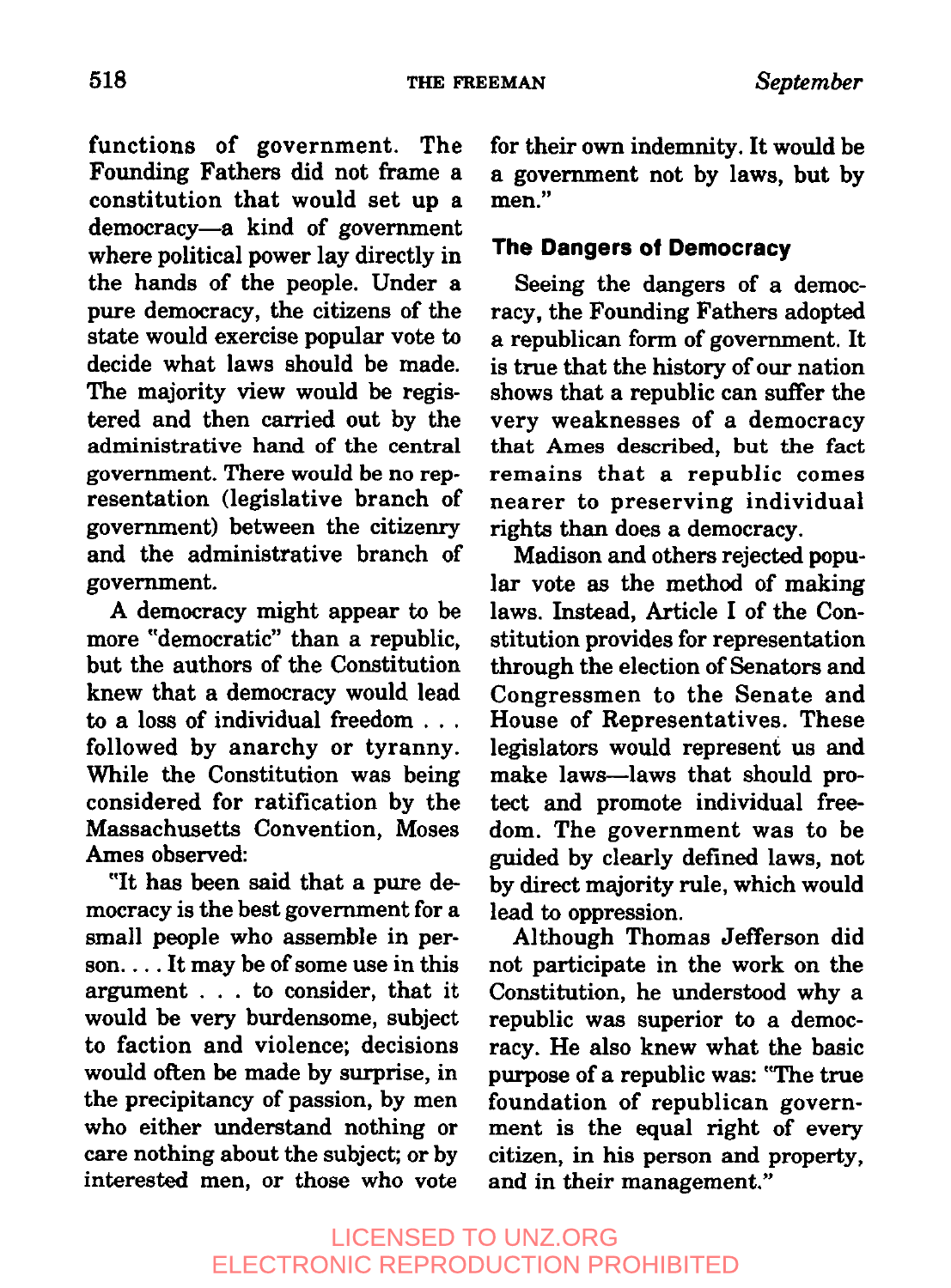functions of government. The Founding Fathers did not frame a constitution that would set up a democracy—a kind of government where political power lay directly in the hands of the people. Under a pure democracy, the citizens of the state would exercise popular vote to decide what laws should be made. The majority view would be registered and then carried out by the administrative hand of the central government. There would be no representation (legislative branch of government) between the citizenry and the administrative branch of government.

A democracy might appear to be more "democratic" than a republic, but the authors of the Constitution knew that a democracy would lead to a loss of individual freedom . . . followed by anarchy or tyranny. While the Constitution was being considered for ratification by the Massachusetts Convention, Moses Ames observed:

"It has been said that a pure democracy is the best government for a small people who assemble in person. . . . It may be of some use in this argument . . . to consider, that it would be very burdensome, subject to faction and violence; decisions would often be made by surprise, in the precipitancy of passion, by men who either understand nothing or care nothing about the subject; or by interested men, or those who vote for their own indemnity. It would be a government not by laws, but by men."

### The Dangers of Democracy

Seeing the dangers of a democracy, the Founding Fathers adopted a republican form of government. It is true that the history of our nation shows that a republic can suffer the very weaknesses of a democracy that Ames described, but the fact remains that a republic comes nearer to preserving individual rights than does a democracy.

Madison and others rejected popular vote as the method of making laws. Instead, Article I of the Constitution provides for representation through the election of Senators and Congressmen to the Senate and House of Representatives. These legislators would represent us and make laws—laws that should protect and promote individual freedom. The government was to be guided by clearly defined laws, not by direct majority rule, which would lead to oppression.

Although Thomas Jefferson did not participate in the work on the Constitution, he understood why a republic was superior to a democracy. He also knew what the basic purpose of a republic was: "The true foundation of republican government is the equal right of every citizen, in his person and property, and in their management."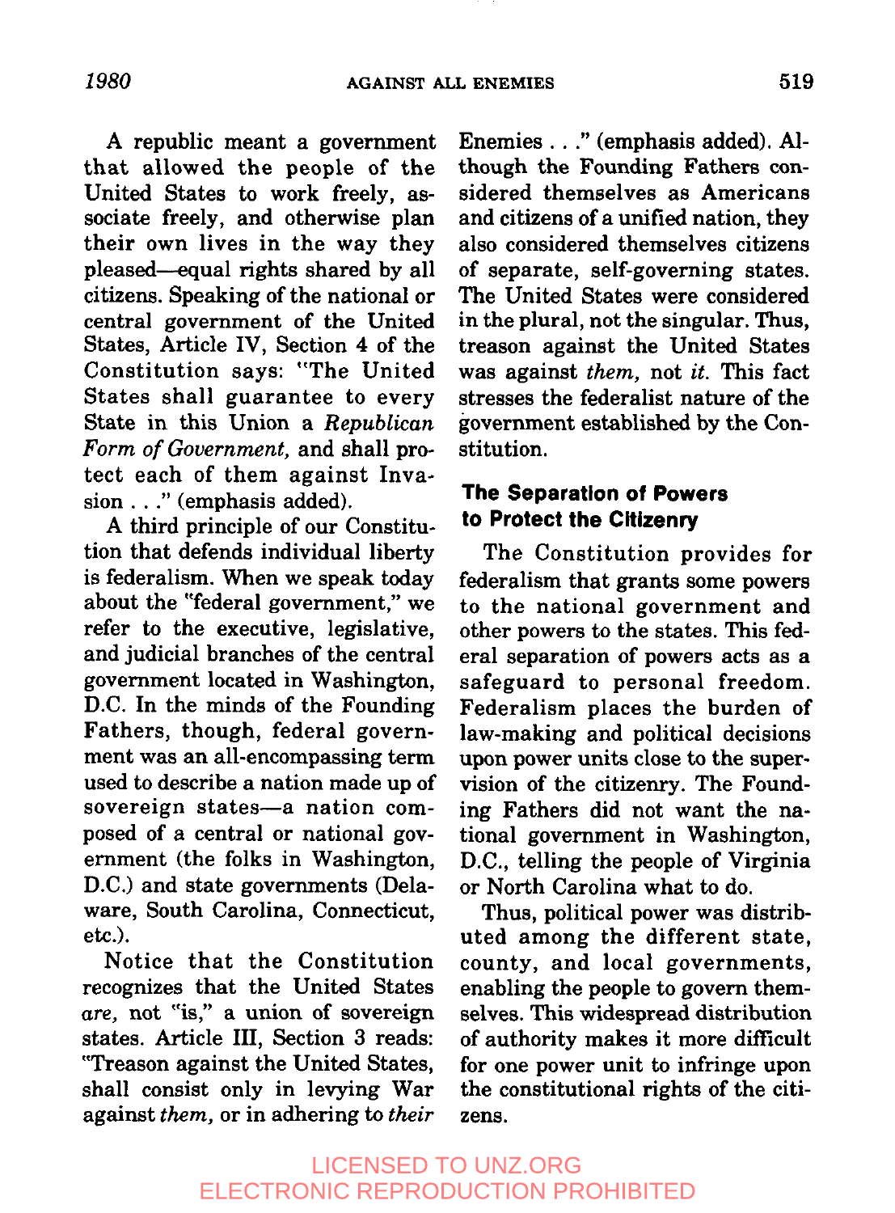A republic meant a government that allowed the people of the United States to work freely, associate freely, and otherwise plan their own lives in the way they pleased—equal rights shared by all citizens. Speaking of the national or central government of the United States, Article IV, Section 4 of the Constitution says: "The United States shall guarantee to every State in this Union a *Republican Form of Government,* and shall protect each of them against Invasion . . ." (emphasis added).

A third principle of our Constitution that defends individual liberty is federalism. When we speak today about the "federal government," we refer to the executive, legislative, and judicial branches of the central government located in Washington, D.C. In the minds of the Founding Fathers, though, federal government was an all-encompassing term used to describe a nation made up of sovereign states—a nation composed of a central or national government (the folks in Washington, D.C.) and state governments (Delaware, South Carolina, Connecticut, etc.).

Notice that the Constitution recognizes that the United States *are,* not "is," a union of sovereign states. Article III, Section 3 reads: "Treason against the United States, shall consist only in levying War against *them,* or in adhering to *their* Enemies . . ." (emphasis added). Although the Founding Fathers considered themselves as Americans and citizens of a unified nation, they also considered themselves citizens of separate, self-governing states. The United States were considered in the plural, not the singular. Thus, treason against the United States was against *them,* not *it.* This fact stresses the federalist nature of the government established by the Constitution.

### The Separation of Powers to Protect the Citizenry

The Constitution provides for federalism that grants some powers to the national government and other powers to the states. This federal separation of powers acts as a safeguard to personal freedom. Federalism places the burden of law-making and political decisions upon power units close to the supervision of the citizenry. The Founding Fathers did not want the national government in Washington, D.C., telling the people of Virginia or North Carolina what to do.

Thus, political power was distributed among the different state, county, and local governments, enabling the people to govern themselves. This widespread distribution of authority makes it more difficult for one power unit to infringe upon the constitutional rights of the citizens.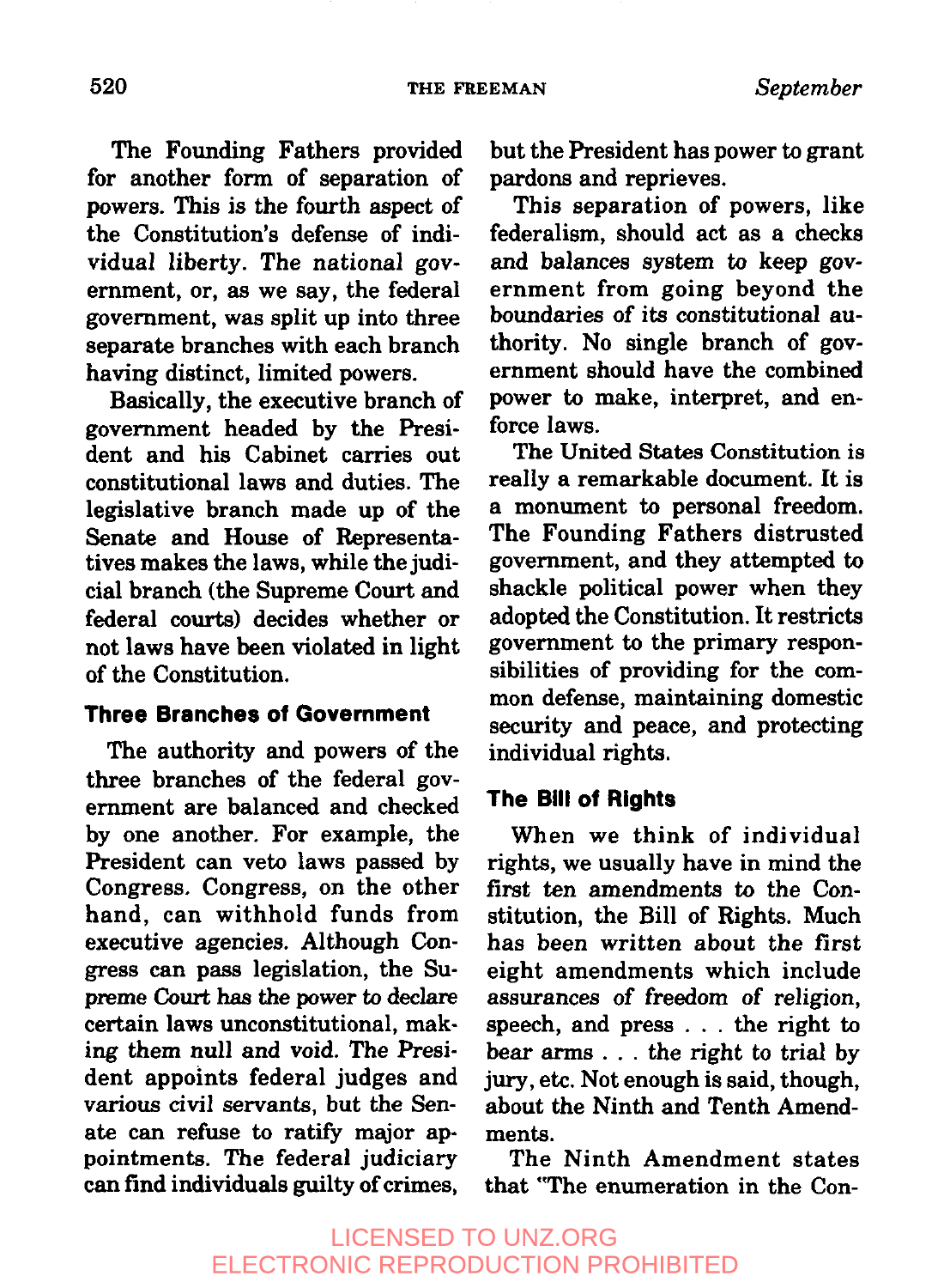The Founding Fathers provided for another form of separation of powers. This is the fourth aspect of the Constitution's defense of individual liberty. The national government, or, as we say, the federal government, was split up into three separate branches with each branch having distinct, limited powers.

Basically, the executive branch of government headed by the President and his Cabinet carries out constitutional laws and duties. The legislative branch made up of the Senate and House of Representatives makes the laws, while the judicial branch (the Supreme Court and federal courts) decides whether or not laws have been violated in light of the Constitution.

### Three Branches of Government

The authority and powers of the three branches of the federal government are balanced and checked by one another. For example, the President can veto laws passed by Congress. Congress, on the other hand, can withhold funds from executive agencies. Although Congress can pass legislation, the Supreme Court has the power to declare certain laws unconstitutional, making them null and void. The President appoints federal judges and various civil servants, but the Senate can refuse to ratify major appointments. The federal judiciary can find individuals guilty of crimes, but the President has power to grant pardons and reprieves.

This separation of powers, like federalism, should act as a checks and balances system to keep government from going beyond the boundaries of its constitutional authority. No single branch of government should have the combined power to make, interpret, and enforce laws.

The United States Constitution is really a remarkable document. It is a monument to personal freedom. The Founding Fathers distrusted government, and they attempted to shackle political power when they adopted the Constitution. It restricts government to the primary responsibilities of providing for the common defense, maintaining domestic security and peace, and protecting individual rights.

### The Bill of Rights

When we think of individual rights, we usually have in mind the first ten amendments to the Constitution, the Bill of Rights. Much has been written about the first eight amendments which include assurances of freedom of religion, speech, and press . . . the right to bear arms . . . the right to trial by jury, etc. Not enough is said, though, about the Ninth and Tenth Amendments.

The Ninth Amendment states that "The enumeration in the Con-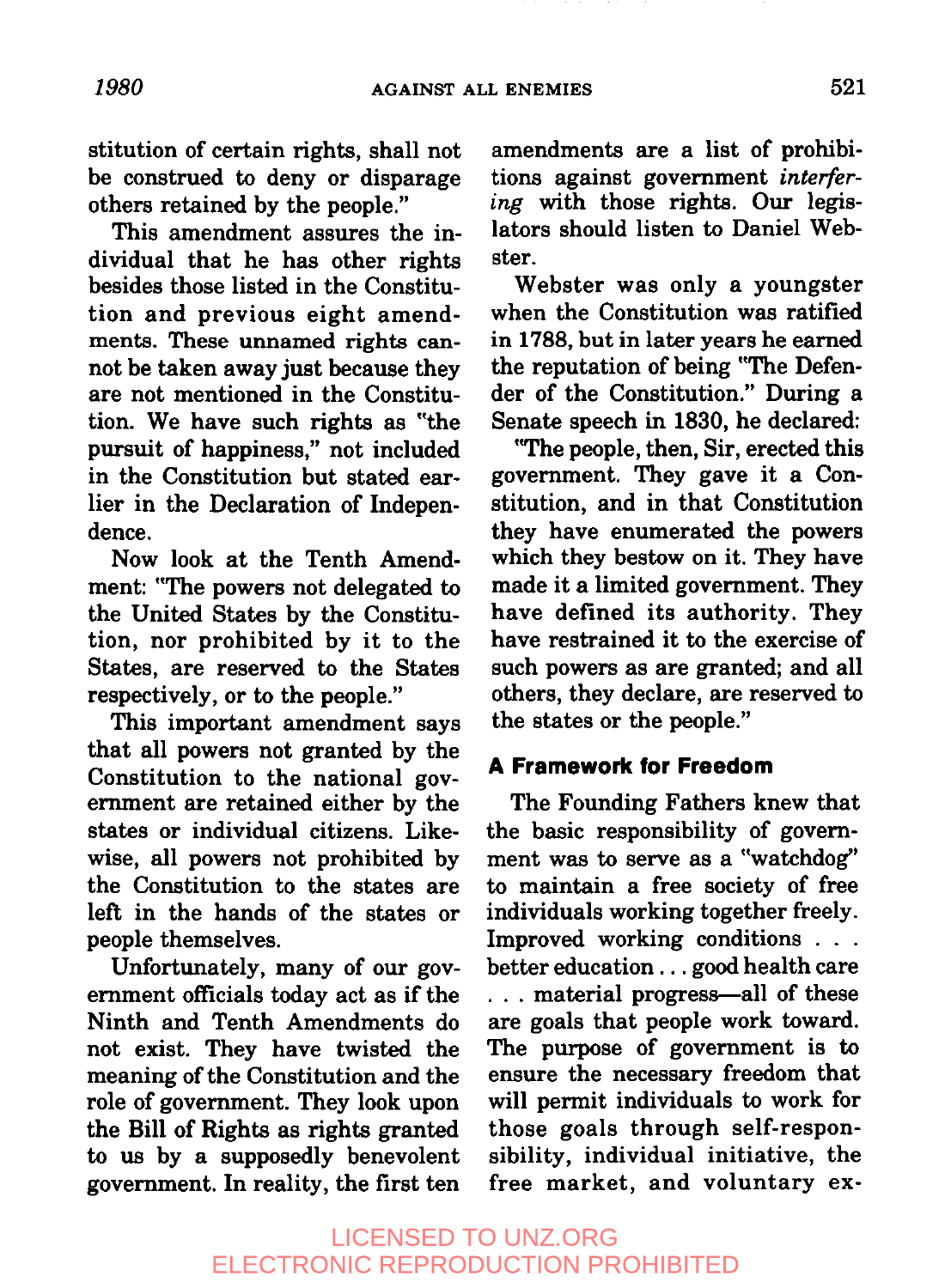stitution of certain rights, shall not be construed to deny or disparage others retained by the people."

This amendment assures the individual that he has other rights besides those listed in the Constitution and previous eight amendments. These unnamed rights cannot be taken away just because they are not mentioned in the Constitution. We have such rights as "the pursuit of happiness," not included in the Constitution but stated earlier in the Declaration of Independence.

Now look at the Tenth Amendment: "The powers not delegated to the United States by the Constitution, nor prohibited by it to the States, are reserved to the States respectively, or to the people."

This important amendment says that all powers not granted by the Constitution to the national government are retained either by the states or individual citizens. Likewise, all powers not prohibited by the Constitution to the states are left in the hands of the states or people themselves.

Unfortunately, many of our government officials today act as if the Ninth and Tenth Amendments do not exist. They have twisted the meaning of the Constitution and the role of government. They look upon the Bill of Rights as rights granted to us by a supposedly benevolent government. In reality, the first ten amendments are a list of prohibitions against government *interfering* with those rights. Our legislators should listen to Daniel Webster.

Webster was only a youngster when the Constitution was ratified in 1788, but in later years he earned the reputation of being "The Defender of the Constitution." During a Senate speech in 1830, he declared:

"The people, then, Sir, erected this government. They gave it a Constitution, and in that Constitution they have enumerated the powers which they bestow on it. They have made it a limited government. They have defined its authority. They have restrained it to the exercise of such powers as are granted; and all others, they declare, are reserved to the states or the people."

### A Framework for Freedom

The Founding Fathers knew that the basic responsibility of government was to serve as a "watchdog" to maintain a free society of free individuals working together freely. Improved working conditions . . . better education . . . good health care . . . material progress—all of these are goals that people work toward. The purpose of government is to ensure the necessary freedom that will permit individuals to work for those goals through self-responsibility, individual initiative, the free market, and voluntary ex-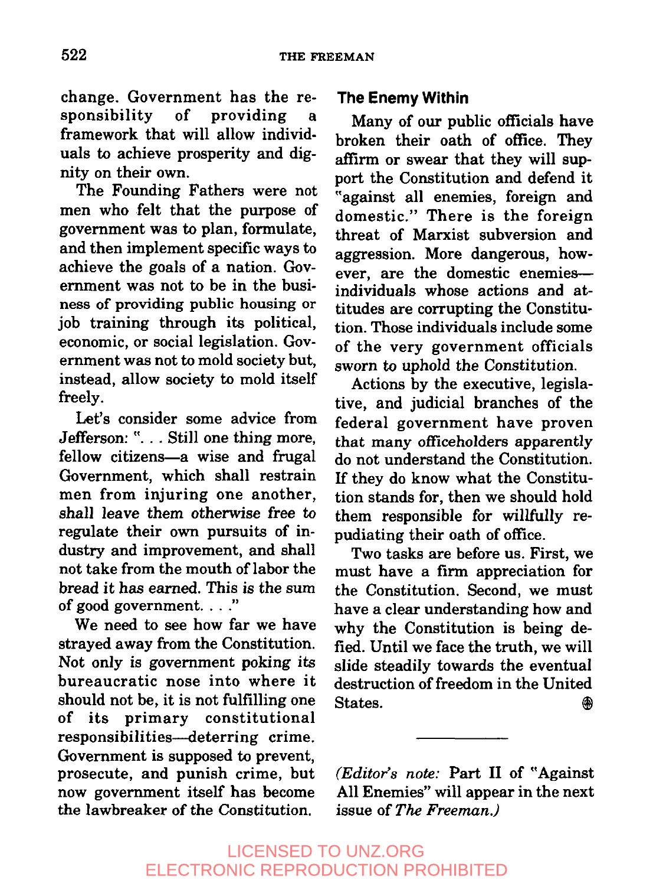change. Government has the responsibility of providing a framework that will allow individuals to achieve prosperity and dignity on their own.

The Founding Fathers were not men who felt that the purpose of government was to plan, formulate, and then implement specific ways to achieve the goals of a nation. Government was not to be in the business of providing public housing or job training through its political, economic, or social legislation. Government was not to mold society but, instead, allow society to mold itself freely.

Let's consider some advice from Jefferson: ". . . Still one thing more, fellow citizens—a wise and frugal Government, which shall restrain men from injuring one another, *shall leave them otherwise free to* regulate their own pursuits of industry and improvement, and shall not take from the mouth of labor the bread it has earned. This is the sum of good government. . . ."

We need to see how far we have strayed away from the Constitution. Not only is government poking its bureaucratic nose into where it should not be, it is not fulfilling one of its primary constitutional responsibilities—deterring crime. Government is supposed to prevent, prosecute, and punish crime, but now government itself has become the lawbreaker of the Constitution.

## The Enemy Within

Many of our public officials have broken their oath of office. They affirm or swear that they will support the Constitution and defend it "against all enemies, foreign and domestic." There is the foreign threat of Marxist subversion and aggression. More dangerous, however, are the domestic enemies—individuals whose actions and attitudes are corrupting the Constitution. Those individuals include some of the very government officials sworn to uphold the Constitution.

Actions by the executive, legislative, and judicial branches of the federal government have proven that many officeholders apparently do not understand the Constitution. If they do know what the Constitution stands for, then we should hold them responsible for willfully repudiating their oath of office.

Two tasks are before us. First, we must have a firm appreciation for the Constitution. Second, we must have a clear understanding how and why the Constitution is being defied. Until we face the truth, we will slide steadily towards the eventual destruction of freedom in the United States.

---

(*Editor's note:* Part II of "Against All Enemies" will appear in the next issue of *The Freeman.*)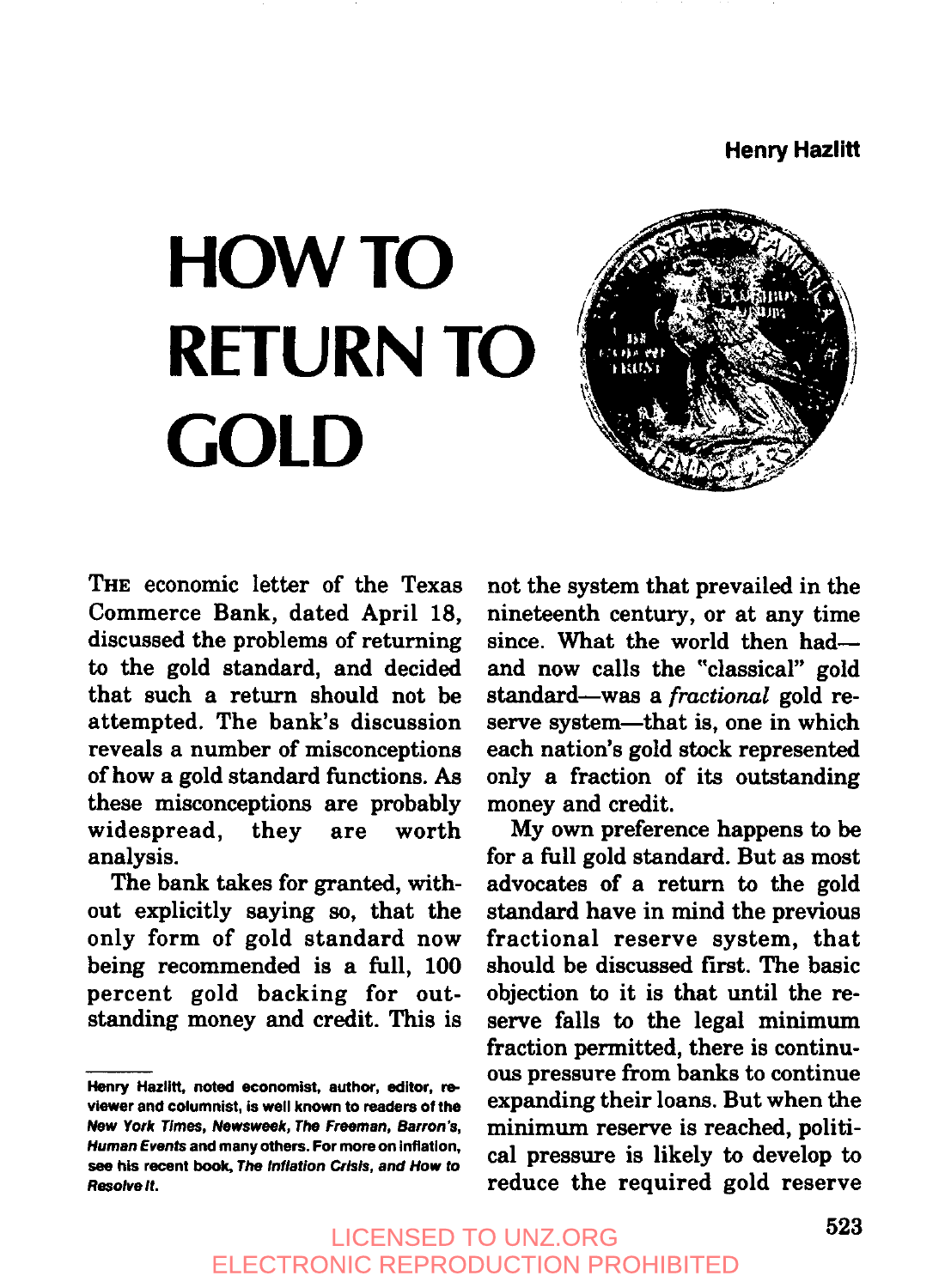Henry Hazlitt

# HOW TO RETURN TO GOLD

THE economic letter of the Texas Commerce Bank, dated April 18, discussed the problems of returning to the gold standard, and decided that such a return should not be attempted. The bank's discussion reveals a number of misconceptions of how a gold standard functions. As these misconceptions are probably widespread, they are worth analysis.

The bank takes for granted, without explicitly saying so, that the only form of gold standard now being recommended is a full, 100 percent gold backing for outstanding money and credit. This is not the system that prevailed in the nineteenth century, or at any time since. What the world then had—and now calls the "classical" gold standard—was a *fractional* gold reserve system—that is, one in which each nation's gold stock represented only a fraction of its outstanding money and credit.

My own preference happens to be for a full gold standard. But as most advocates of a return to the gold standard have in mind the previous fractional reserve system, that should be discussed first. The basic objection to it is that until the reserve falls to the legal minimum fraction permitted, there is continuous pressure from banks to continue expanding their loans. But when the minimum reserve is reached, political pressure is likely to develop to reduce the required gold reserve

---

**Henry Hazlitt, noted economist, author, editor, reviewer and columnist, is well known to readers of the *New York Times*, *Newsweek*, *The Freeman*, *Barron's*, *Human Events* and many others. For more on inflation, see his recent book, *The Inflation Crisis, and How to Resolve It*.**